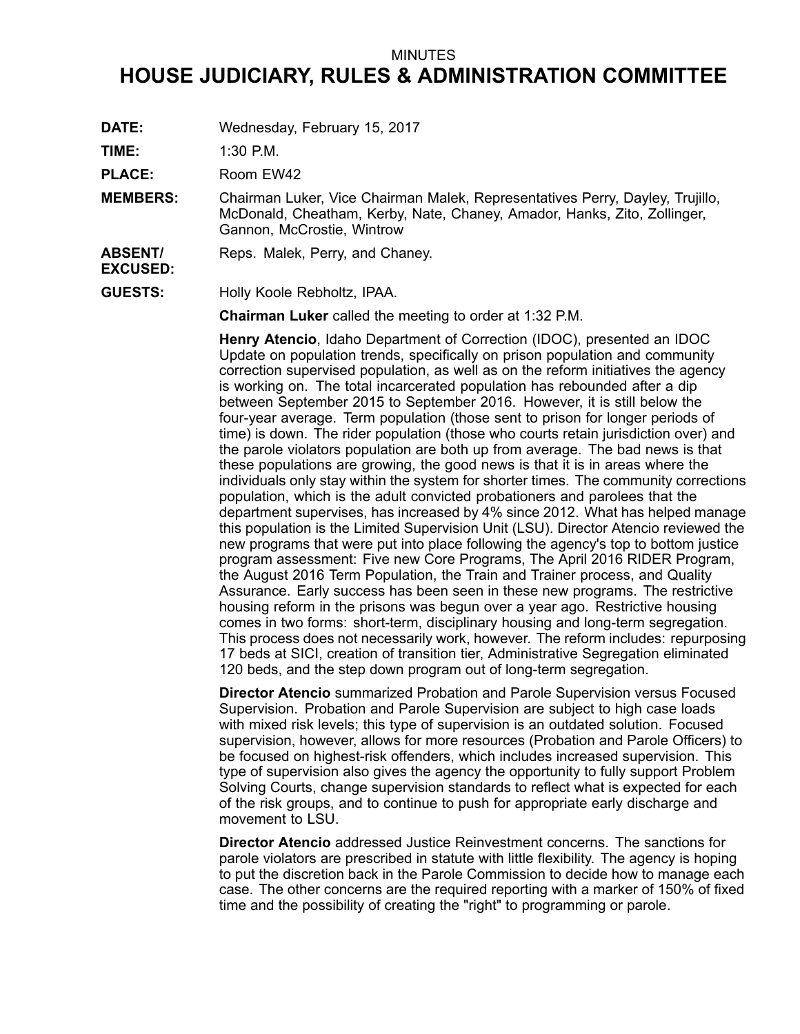MINUTES

# HOUSE JUDICIARY, RULES & ADMINISTRATION COMMITTEE

**DATE:** Wednesday, February 15, 2017

**TIME:** 1:30 P.M.

**PLACE:** Room EW42

**MEMBERS:** Chairman Luker, Vice Chairman Malek, Representatives Perry, Dayley, Trujillo, McDonald, Cheatham, Kerby, Nate, Chaney, Amador, Hanks, Zito, Zollinger, Gannon, McCrostie, Wintrow

**ABSENT/ EXCUSED:** Reps. Malek, Perry, and Chaney.

**GUESTS:** Holly Koole Rebholtz, IPAA.

**Chairman Luker** called the meeting to order at 1:32 P.M.

**Henry Atencio**, Idaho Department of Correction (IDOC), presented an IDOC Update on population trends, specifically on prison population and community correction supervised population, as well as on the reform initiatives the agency is working on. The total incarcerated population has rebounded after a dip between September 2015 to September 2016. However, it is still below the four-year average. Term population (those sent to prison for longer periods of time) is down. The rider population (those who courts retain jurisdiction over) and the parole violators population are both up from average. The bad news is that these populations are growing, the good news is that it is in areas where the individuals only stay within the system for shorter times. The community corrections population, which is the adult convicted probationers and parolees that the department supervises, has increased by 4% since 2012. What has helped manage this population is the Limited Supervision Unit (LSU). Director Atencio reviewed the new programs that were put into place following the agency's top to bottom justice program assessment: Five new Core Programs, The April 2016 RIDER Program, the August 2016 Term Population, the Train and Trainer process, and Quality Assurance. Early success has been seen in these new programs. The restrictive housing reform in the prisons was begun over a year ago. Restrictive housing comes in two forms: short-term, disciplinary housing and long-term segregation. This process does not necessarily work, however. The reform includes: repurposing 17 beds at SICI, creation of transition tier, Administrative Segregation eliminated 120 beds, and the step down program out of long-term segregation.

**Director Atencio** summarized Probation and Parole Supervision versus Focused Supervision. Probation and Parole Supervision are subject to high case loads with mixed risk levels; this type of supervision is an outdated solution. Focused supervision, however, allows for more resources (Probation and Parole Officers) to be focused on highest-risk offenders, which includes increased supervision. This type of supervision also gives the agency the opportunity to fully support Problem Solving Courts, change supervision standards to reflect what is expected for each of the risk groups, and to continue to push for appropriate early discharge and movement to LSU.

**Director Atencio** addressed Justice Reinvestment concerns. The sanctions for parole violators are prescribed in statute with little flexibility. The agency is hoping to put the discretion back in the Parole Commission to decide how to manage each case. The other concerns are the required reporting with a marker of 150% of fixed time and the possibility of creating the "right" to programming or parole.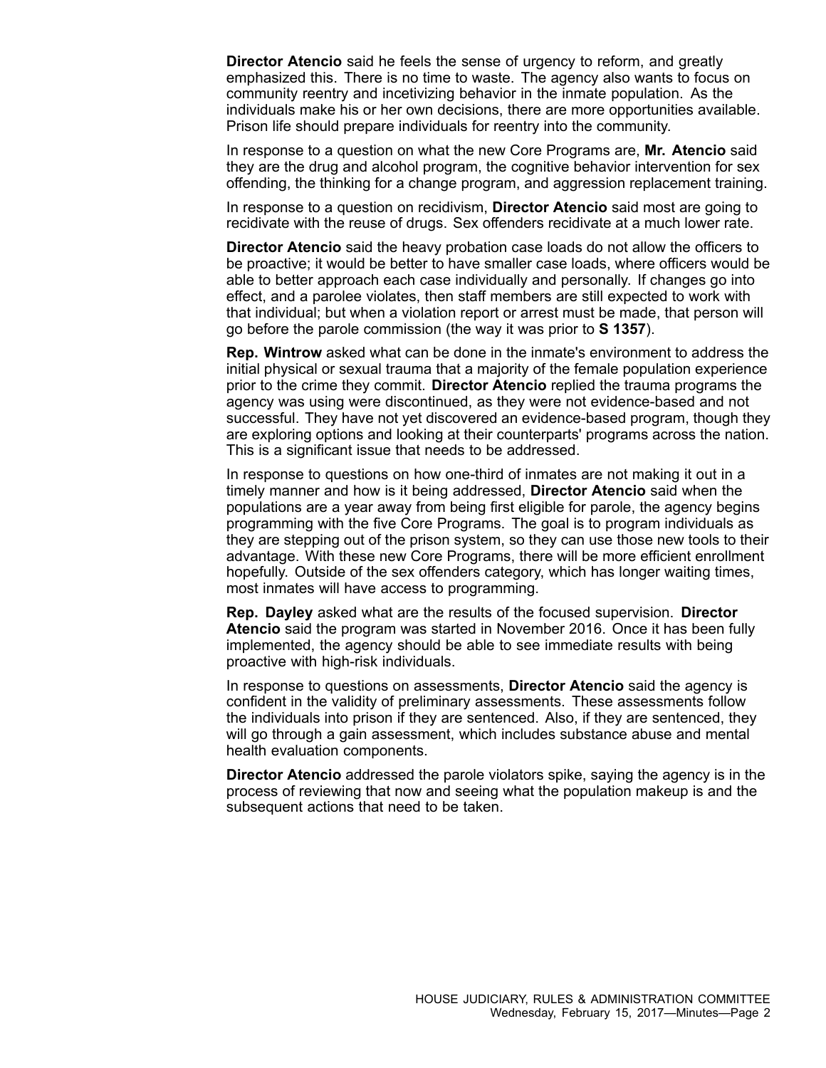**Director Atencio** said he feels the sense of urgency to reform, and greatly emphasized this. There is no time to waste. The agency also wants to focus on community reentry and incetivizing behavior in the inmate population. As the individuals make his or her own decisions, there are more opportunities available. Prison life should prepare individuals for reentry into the community.

In response to a question on what the new Core Programs are, **Mr. Atencio** said they are the drug and alcohol program, the cognitive behavior intervention for sex offending, the thinking for a change program, and aggression replacement training.

In response to a question on recidivism, **Director Atencio** said most are going to recidivate with the reuse of drugs. Sex offenders recidivate at a much lower rate.

**Director Atencio** said the heavy probation case loads do not allow the officers to be proactive; it would be better to have smaller case loads, where officers would be able to better approach each case individually and personally. If changes go into effect, and a parolee violates, then staff members are still expected to work with that individual; but when a violation report or arrest must be made, that person will go before the parole commission (the way it was prior to **S 1357**).

**Rep. Wintrow** asked what can be done in the inmate's environment to address the initial physical or sexual trauma that a majority of the female population experience prior to the crime they commit. **Director Atencio** replied the trauma programs the agency was using were discontinued, as they were not evidence-based and not successful. They have not yet discovered an evidence-based program, though they are exploring options and looking at their counterparts' programs across the nation. This is a significant issue that needs to be addressed.

In response to questions on how one-third of inmates are not making it out in a timely manner and how is it being addressed, **Director Atencio** said when the populations are a year away from being first eligible for parole, the agency begins programming with the five Core Programs. The goal is to program individuals as they are stepping out of the prison system, so they can use those new tools to their advantage. With these new Core Programs, there will be more efficient enrollment hopefully. Outside of the sex offenders category, which has longer waiting times, most inmates will have access to programming.

**Rep. Dayley** asked what are the results of the focused supervision. **Director Atencio** said the program was started in November 2016. Once it has been fully implemented, the agency should be able to see immediate results with being proactive with high-risk individuals.

In response to questions on assessments, **Director Atencio** said the agency is confident in the validity of preliminary assessments. These assessments follow the individuals into prison if they are sentenced. Also, if they are sentenced, they will go through a gain assessment, which includes substance abuse and mental health evaluation components.

**Director Atencio** addressed the parole violators spike, saying the agency is in the process of reviewing that now and seeing what the population makeup is and the subsequent actions that need to be taken.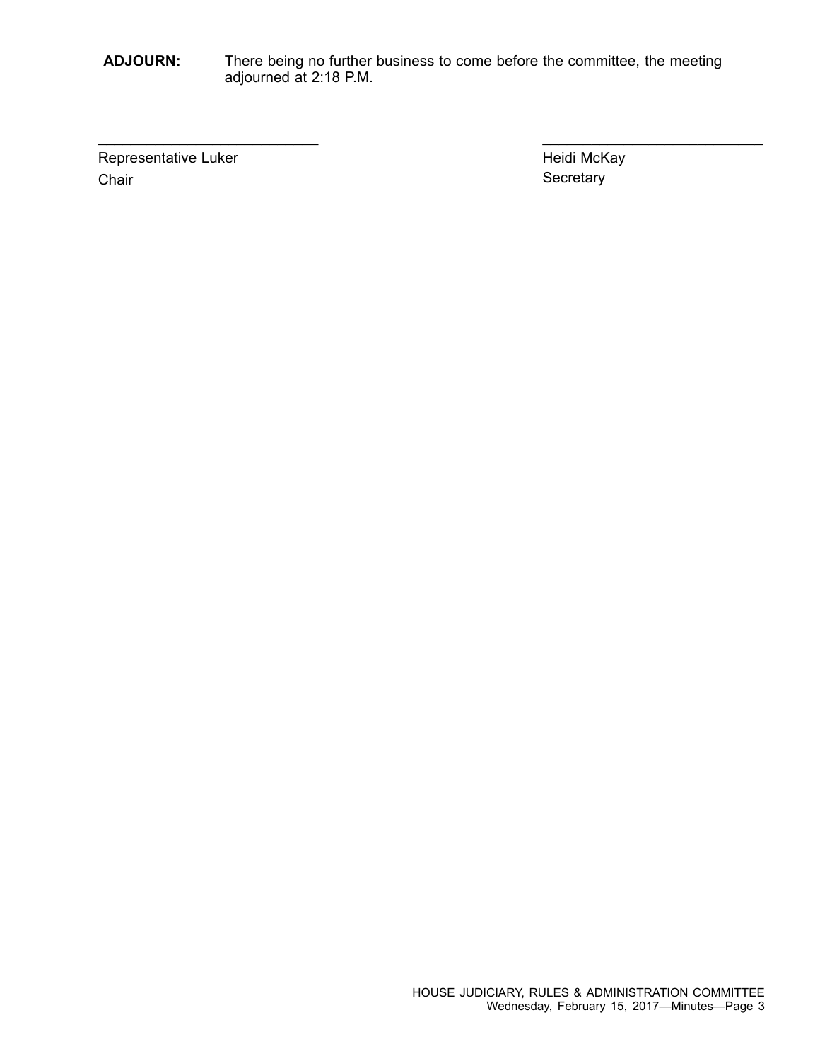**ADJOURN:** There being no further business to come before the committee, the meeting adjourned at 2:18 P.M.

___________________________ ___________________________

Representative Luker Heidi McKay

Chair Secretary